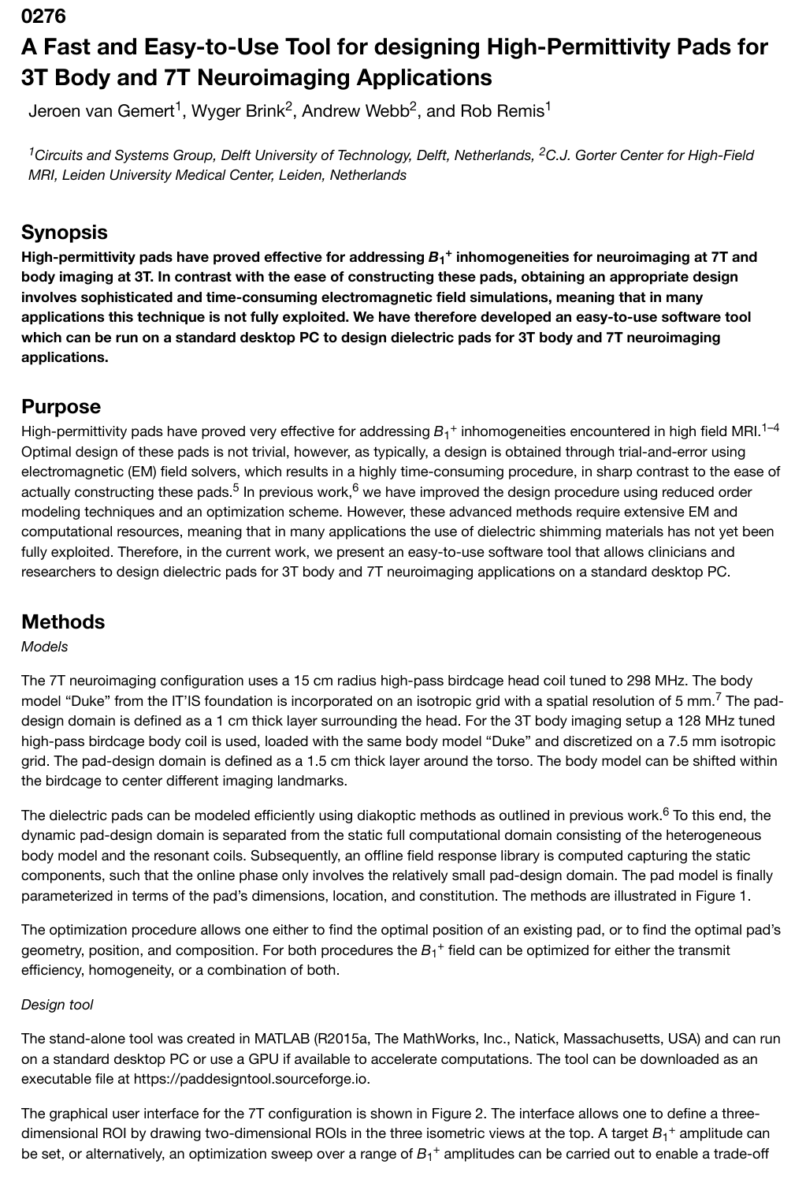0276

# A Fast and Easy-to-Use Tool for designing High-Permittivity Pads for 3T Body and 7T Neuroimaging Applications

Jeroen van Gemert[1], Wyger Brink[2], Andrew Webb[2], and Rob Remis[1]

[1]*Circuits and Systems Group, Delft University of Technology, Delft, Netherlands,* [2]*C.J. Gorter Center for High-Field MRI, Leiden University Medical Center, Leiden, Netherlands*

## Synopsis

**High-permittivity pads have proved effective for addressing $B_1^+$ inhomogeneities for neuroimaging at 7T and body imaging at 3T. In contrast with the ease of constructing these pads, obtaining an appropriate design involves sophisticated and time-consuming electromagnetic field simulations, meaning that in many applications this technique is not fully exploited. We have therefore developed an easy-to-use software tool which can be run on a standard desktop PC to design dielectric pads for 3T body and 7T neuroimaging applications.**

## Purpose

High-permittivity pads have proved very effective for addressing $B_1^+$ inhomogeneities encountered in high field MRI.[1–4] Optimal design of these pads is not trivial, however, as typically, a design is obtained through trial-and-error using electromagnetic (EM) field solvers, which results in a highly time-consuming procedure, in sharp contrast to the ease of actually constructing these pads.[5] In previous work,[6] we have improved the design procedure using reduced order modeling techniques and an optimization scheme. However, these advanced methods require extensive EM and computational resources, meaning that in many applications the use of dielectric shimming materials has not yet been fully exploited. Therefore, in the current work, we present an easy-to-use software tool that allows clinicians and researchers to design dielectric pads for 3T body and 7T neuroimaging applications on a standard desktop PC.

## Methods

*Models*

The 7T neuroimaging configuration uses a 15 cm radius high-pass birdcage head coil tuned to 298 MHz. The body model "Duke" from the IT'IS foundation is incorporated on an isotropic grid with a spatial resolution of 5 mm.[7] The pad-design domain is defined as a 1 cm thick layer surrounding the head. For the 3T body imaging setup a 128 MHz tuned high-pass birdcage body coil is used, loaded with the same body model "Duke" and discretized on a 7.5 mm isotropic grid. The pad-design domain is defined as a 1.5 cm thick layer around the torso. The body model can be shifted within the birdcage to center different imaging landmarks.

The dielectric pads can be modeled efficiently using diakoptic methods as outlined in previous work.[6] To this end, the dynamic pad-design domain is separated from the static full computational domain consisting of the heterogeneous body model and the resonant coils. Subsequently, an offline field response library is computed capturing the static components, such that the online phase only involves the relatively small pad-design domain. The pad model is finally parameterized in terms of the pad's dimensions, location, and constitution. The methods are illustrated in Figure 1.

The optimization procedure allows one either to find the optimal position of an existing pad, or to find the optimal pad's geometry, position, and composition. For both procedures the $B_1^+$ field can be optimized for either the transmit efficiency, homogeneity, or a combination of both.

*Design tool*

The stand-alone tool was created in MATLAB (R2015a, The MathWorks, Inc., Natick, Massachusetts, USA) and can run on a standard desktop PC or use a GPU if available to accelerate computations. The tool can be downloaded as an executable file at https://paddesigntool.sourceforge.io.

The graphical user interface for the 7T configuration is shown in Figure 2. The interface allows one to define a three-dimensional ROI by drawing two-dimensional ROIs in the three isometric views at the top. A target $B_1^+$ amplitude can be set, or alternatively, an optimization sweep over a range of $B_1^+$ amplitudes can be carried out to enable a trade-off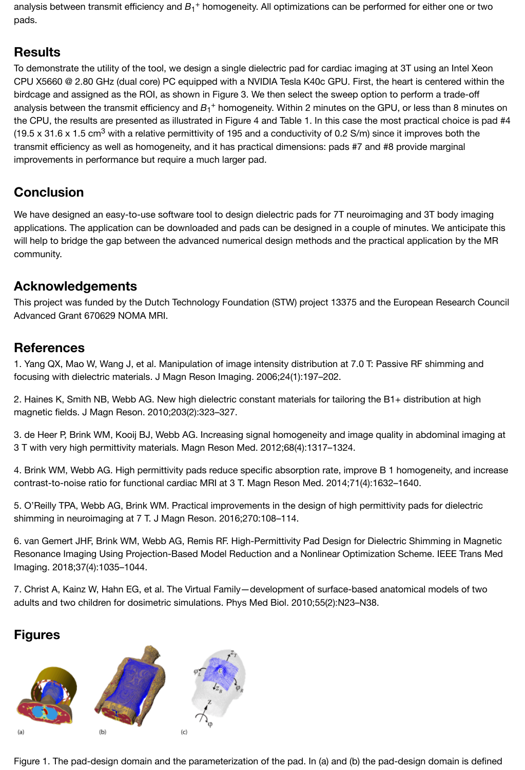analysis between transmit efficiency and $B_1^+$ homogeneity. All optimizations can be performed for either one or two pads.

## Results

To demonstrate the utility of the tool, we design a single dielectric pad for cardiac imaging at 3T using an Intel Xeon CPU X5660 @ 2.80 GHz (dual core) PC equipped with a NVIDIA Tesla K40c GPU. First, the heart is centered within the birdcage and assigned as the ROI, as shown in Figure 3. We then select the sweep option to perform a trade-off analysis between the transmit efficiency and $B_1^+$ homogeneity. Within 2 minutes on the GPU, or less than 8 minutes on the CPU, the results are presented as illustrated in Figure 4 and Table 1. In this case the most practical choice is pad #4 (19.5 x 31.6 x 1.5 $cm^3$ with a relative permittivity of 195 and a conductivity of 0.2 S/m) since it improves both the transmit efficiency as well as homogeneity, and it has practical dimensions: pads #7 and #8 provide marginal improvements in performance but require a much larger pad.

## Conclusion

We have designed an easy-to-use software tool to design dielectric pads for 7T neuroimaging and 3T body imaging applications. The application can be downloaded and pads can be designed in a couple of minutes. We anticipate this will help to bridge the gap between the advanced numerical design methods and the practical application by the MR community.

## Acknowledgements

This project was funded by the Dutch Technology Foundation (STW) project 13375 and the European Research Council Advanced Grant 670629 NOMA MRI.

## References

1. Yang QX, Mao W, Wang J, et al. Manipulation of image intensity distribution at 7.0 T: Passive RF shimming and focusing with dielectric materials. J Magn Reson Imaging. 2006;24(1):197–202.

2. Haines K, Smith NB, Webb AG. New high dielectric constant materials for tailoring the B1+ distribution at high magnetic fields. J Magn Reson. 2010;203(2):323–327.

3. de Heer P, Brink WM, Kooij BJ, Webb AG. Increasing signal homogeneity and image quality in abdominal imaging at 3 T with very high permittivity materials. Magn Reson Med. 2012;68(4):1317–1324.

4. Brink WM, Webb AG. High permittivity pads reduce specific absorption rate, improve B 1 homogeneity, and increase contrast-to-noise ratio for functional cardiac MRI at 3 T. Magn Reson Med. 2014;71(4):1632–1640.

5. O'Reilly TPA, Webb AG, Brink WM. Practical improvements in the design of high permittivity pads for dielectric shimming in neuroimaging at 7 T. J Magn Reson. 2016;270:108–114.

6. van Gemert JHF, Brink WM, Webb AG, Remis RF. High-Permittivity Pad Design for Dielectric Shimming in Magnetic Resonance Imaging Using Projection-Based Model Reduction and a Nonlinear Optimization Scheme. IEEE Trans Med Imaging. 2018;37(4):1035–1044.

7. Christ A, Kainz W, Hahn EG, et al. The Virtual Family—development of surface-based anatomical models of two adults and two children for dosimetric simulations. Phys Med Biol. 2010;55(2):N23–N38.

## Figures

Figure 1. The pad-design domain and the parameterization of the pad. In (a) and (b) the pad-design domain is defined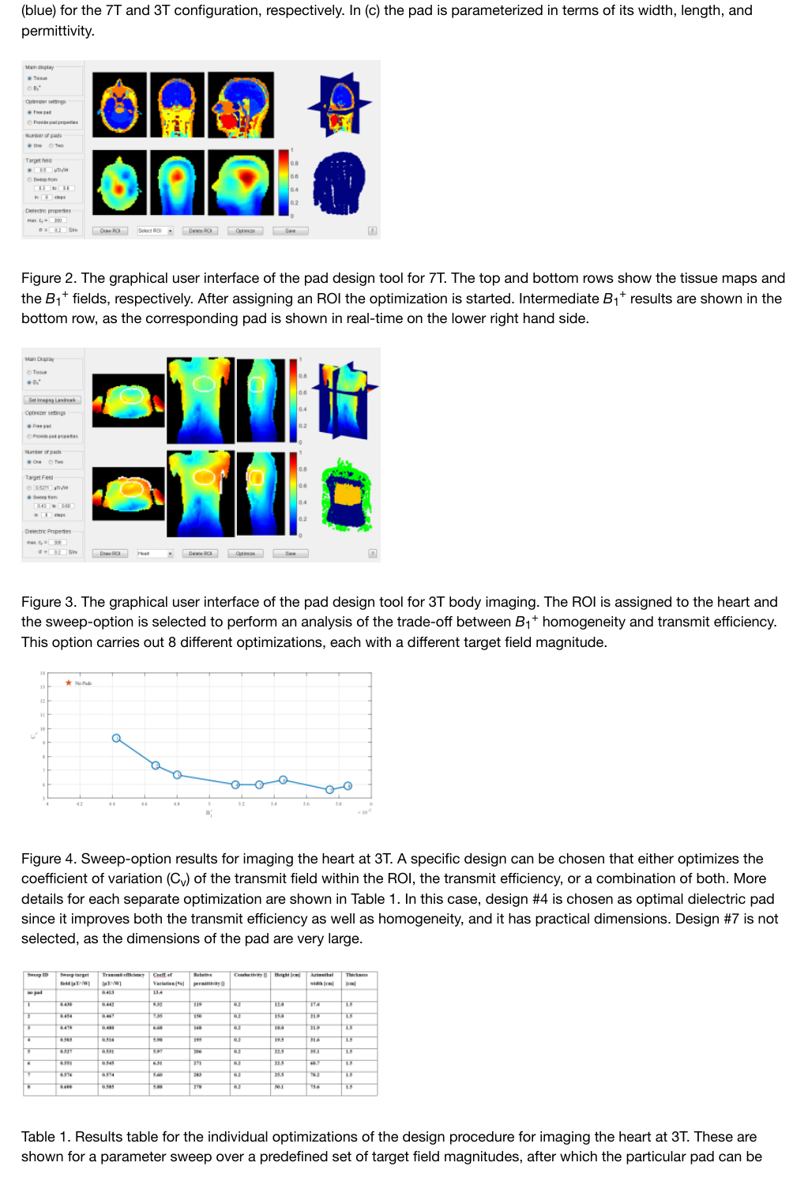(blue) for the 7T and 3T configuration, respectively. In (c) the pad is parameterized in terms of its width, length, and permittivity.

Figure 2. The graphical user interface of the pad design tool for 7T. The top and bottom rows show the tissue maps and the $B_1^+$ fields, respectively. After assigning an ROI the optimization is started. Intermediate $B_1^+$ results are shown in the bottom row, as the corresponding pad is shown in real-time on the lower right hand side.

Figure 3. The graphical user interface of the pad design tool for 3T body imaging. The ROI is assigned to the heart and the sweep-option is selected to perform an analysis of the trade-off between $B_1^+$ homogeneity and transmit efficiency. This option carries out 8 different optimizations, each with a different target field magnitude.

Figure 4. Sweep-option results for imaging the heart at 3T. A specific design can be chosen that either optimizes the coefficient of variation ($C_V$) of the transmit field within the ROI, the transmit efficiency, or a combination of both. More details for each separate optimization are shown in Table 1. In this case, design #4 is chosen as optimal dielectric pad since it improves both the transmit efficiency as well as homogeneity, and it has practical dimensions. Design #7 is not selected, as the dimensions of the pad are very large.

| Sweep ID | Sweep target field [μT/√W] | Transmit efficiency [μT/√W] | Coeff. of Variation [%] | Relative permittivity [] | Conductivity [] | Height [cm] | Azimuthal width [cm] | Thickness [cm] |
|---|---|---|---|---|---|---|---|---|
| no pad | | 0.413 | 13.4 | | | | | |
| 1 | 0.430 | 0.442 | 9.32 | 119 | 0.2 | 12.0 | 17.4 | 1.5 |
| 2 | 0.454 | 0.467 | 7.35 | 150 | 0.2 | 15.0 | 21.9 | 1.5 |
| 3 | 0.479 | 0.488 | 6.68 | 168 | 0.2 | 18.0 | 21.9 | 1.5 |
| 4 | 0.503 | 0.516 | 5.98 | 195 | 0.2 | 19.5 | 31.6 | 1.5 |
| 5 | 0.527 | 0.531 | 5.97 | 206 | 0.2 | 22.5 | 35.1 | 1.5 |
| 6 | 0.551 | 0.545 | 6.31 | 271 | 0.2 | 22.5 | 60.7 | 1.5 |
| 7 | 0.576 | 0.574 | 5.60 | 283 | 0.2 | 25.5 | 76.2 | 1.5 |
| 8 | 0.600 | 0.585 | 5.88 | 278 | 0.2 | 30.1 | 73.6 | 1.5 |

Table 1. Results table for the individual optimizations of the design procedure for imaging the heart at 3T. These are shown for a parameter sweep over a predefined set of target field magnitudes, after which the particular pad can be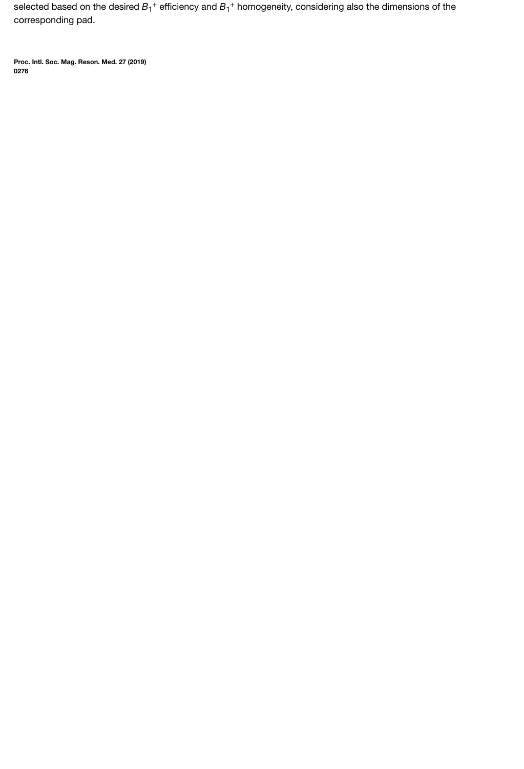selected based on the desired $B_1^+$ efficiency and $B_1^+$ homogeneity, considering also the dimensions of the corresponding pad.

**Proc. Intl. Soc. Mag. Reson. Med. 27 (2019)**
**0276**